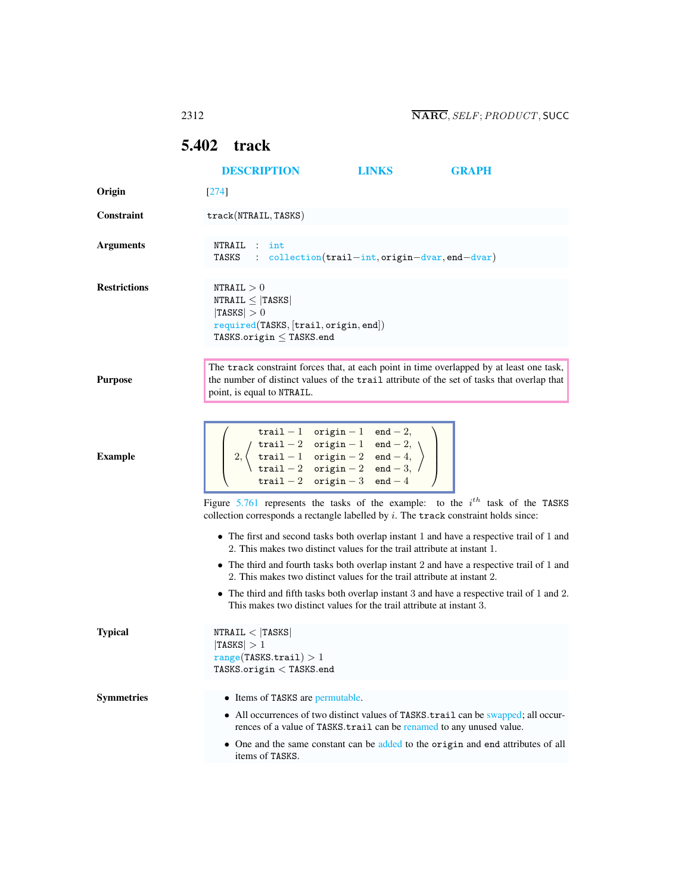## 5.402 track

DESCRIPTION LINKS GRAPH

**Origin**

[274]

**Constraint**

track(NTRAIL, TASKS)

**Arguments**

```
NTRAIL : int
TASKS  : collection(trail−int, origin−dvar, end−dvar)
```

**Restrictions**

NTRAIL $> 0$
NTRAIL $\leq$ |TASKS|
|TASKS| $> 0$
required(TASKS, [trail, origin, end])
TASKS.origin $\leq$ TASKS.end

**Purpose**

The track constraint forces that, at each point in time overlapped by at least one task, the number of distinct values of the trail attribute of the set of tasks that overlap that point, is equal to NTRAIL.

**Example**

$$\left(2, \left\langle \begin{array}{lll} \texttt{trail}-1 & \texttt{origin}-1 & \texttt{end}-2, \\ \texttt{trail}-2 & \texttt{origin}-1 & \texttt{end}-2, \\ \texttt{trail}-1 & \texttt{origin}-2 & \texttt{end}-4, \\ \texttt{trail}-2 & \texttt{origin}-2 & \texttt{end}-3, \\ \texttt{trail}-2 & \texttt{origin}-3 & \texttt{end}-4 \end{array} \right\rangle \right)$$

Figure 5.761 represents the tasks of the example: to the $i^{th}$ task of the TASKS collection corresponds a rectangle labelled by $i$. The track constraint holds since:

- The first and second tasks both overlap instant 1 and have a respective trail of 1 and 2. This makes two distinct values for the trail attribute at instant 1.
- The third and fourth tasks both overlap instant 2 and have a respective trail of 1 and 2. This makes two distinct values for the trail attribute at instant 2.
- The third and fifth tasks both overlap instant 3 and have a respective trail of 1 and 2. This makes two distinct values for the trail attribute at instant 3.

**Typical**

NTRAIL $<$ |TASKS|
|TASKS| $> 1$
range(TASKS.trail) $> 1$
TASKS.origin $<$ TASKS.end

**Symmetries**

- Items of TASKS are permutable.
- All occurrences of two distinct values of TASKS.trail can be swapped; all occurrences of a value of TASKS.trail can be renamed to any unused value.
- One and the same constant can be added to the origin and end attributes of all items of TASKS.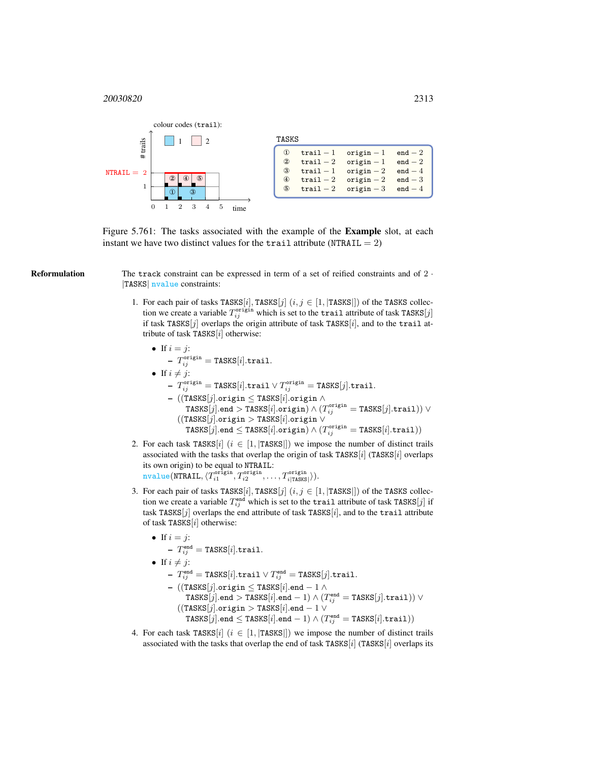colour codes (trail):

TASKS

| | | | |
|---|---|---|---|
| ① | trail − 1 | origin − 1 | end − 2 |
| ② | trail − 2 | origin − 1 | end − 2 |
| ③ | trail − 1 | origin − 2 | end − 4 |
| ④ | trail − 2 | origin − 2 | end − 3 |
| ⑤ | trail − 2 | origin − 3 | end − 4 |

Figure 5.761: The tasks associated with the example of the **Example** slot, at each instant we have two distinct values for the trail attribute (NTRAIL $= 2$)

**Reformulation** The track constraint can be expressed in term of a set of reified constraints and of $2 \cdot |\text{TASKS}|$ nvalue constraints:

1. For each pair of tasks TASKS$[i]$, TASKS$[j]$ $(i, j \in [1, |\text{TASKS}|])$ of the TASKS collection we create a variable $T_{ij}^{\text{origin}}$ which is set to the trail attribute of task TASKS$[j]$ if task TASKS$[j]$ overlaps the origin attribute of task TASKS$[i]$, and to the trail attribute of task TASKS$[i]$ otherwise:
   - If $i = j$:
     - $T_{ij}^{\text{origin}} = \text{TASKS}[i].\text{trail}$.
   - If $i \neq j$:
     - $T_{ij}^{\text{origin}} = \text{TASKS}[i].\text{trail} \vee T_{ij}^{\text{origin}} = \text{TASKS}[j].\text{trail}$.
     - $((\text{TASKS}[j].\text{origin} \leq \text{TASKS}[i].\text{origin} \wedge \text{TASKS}[j].\text{end} > \text{TASKS}[i].\text{origin}) \wedge (T_{ij}^{\text{origin}} = \text{TASKS}[j].\text{trail})) \vee$ $((\text{TASKS}[j].\text{origin} > \text{TASKS}[i].\text{origin} \vee \text{TASKS}[j].\text{end} \leq \text{TASKS}[i].\text{origin}) \wedge (T_{ij}^{\text{origin}} = \text{TASKS}[i].\text{trail}))$
2. For each task TASKS$[i]$ $(i \in [1, |\text{TASKS}|])$ we impose the number of distinct trails associated with the tasks that overlap the origin of task TASKS$[i]$ (TASKS$[i]$ overlaps its own origin) to be equal to NTRAIL:
   nvalue(NTRAIL, $\langle T_{i1}^{\text{origin}}, T_{i2}^{\text{origin}}, \ldots, T_{i|\text{TASKS}|}^{\text{origin}} \rangle$).
3. For each pair of tasks TASKS$[i]$, TASKS$[j]$ $(i, j \in [1, |\text{TASKS}|])$ of the TASKS collection we create a variable $T_{ij}^{\text{end}}$ which is set to the trail attribute of task TASKS$[j]$ if task TASKS$[j]$ overlaps the end attribute of task TASKS$[i]$, and to the trail attribute of task TASKS$[i]$ otherwise:
   - If $i = j$:
     - $T_{ij}^{\text{end}} = \text{TASKS}[i].\text{trail}$.
   - If $i \neq j$:
     - $T_{ij}^{\text{end}} = \text{TASKS}[i].\text{trail} \vee T_{ij}^{\text{end}} = \text{TASKS}[j].\text{trail}$.
     - $((\text{TASKS}[j].\text{origin} \leq \text{TASKS}[i].\text{end} - 1 \wedge \text{TASKS}[j].\text{end} > \text{TASKS}[i].\text{end} - 1) \wedge (T_{ij}^{\text{end}} = \text{TASKS}[j].\text{trail})) \vee$ $((\text{TASKS}[j].\text{origin} > \text{TASKS}[i].\text{end} - 1 \vee \text{TASKS}[j].\text{end} \leq \text{TASKS}[i].\text{end} - 1) \wedge (T_{ij}^{\text{end}} = \text{TASKS}[i].\text{trail}))$
4. For each task TASKS$[i]$ $(i \in [1, |\text{TASKS}|])$ we impose the number of distinct trails associated with the tasks that overlap the end of task TASKS$[i]$ (TASKS$[i]$ overlaps its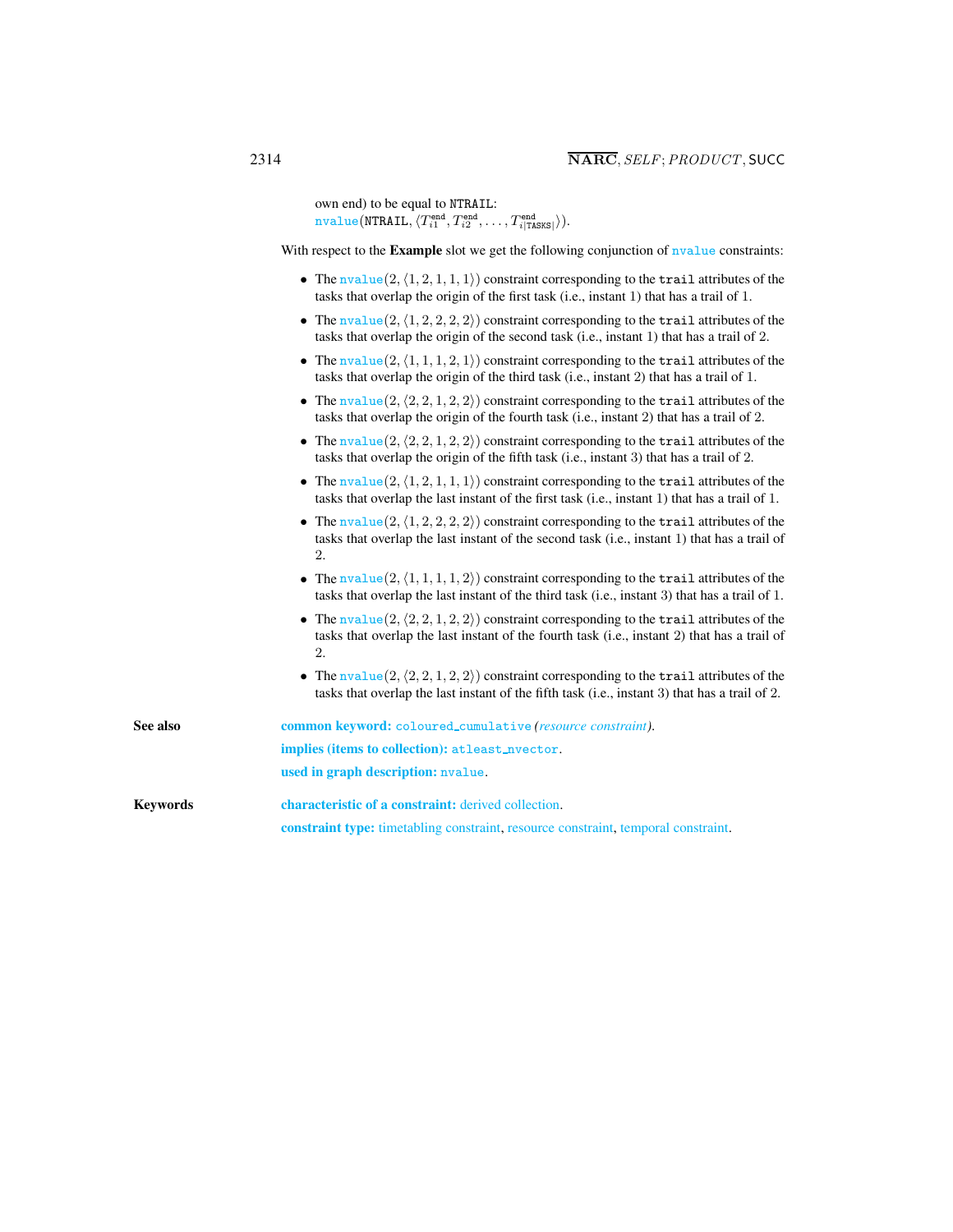own end) to be equal to NTRAIL:
nvalue(NTRAIL, $\langle T_{i1}^{\text{end}}, T_{i2}^{\text{end}}, \ldots, T_{i|\text{TASKS}|}^{\text{end}}\rangle$).

With respect to the **Example** slot we get the following conjunction of nvalue constraints:

- The nvalue$(2, \langle 1, 2, 1, 1, 1\rangle)$ constraint corresponding to the trail attributes of the tasks that overlap the origin of the first task (i.e., instant 1) that has a trail of 1.
- The nvalue$(2, \langle 1, 2, 2, 2, 2\rangle)$ constraint corresponding to the trail attributes of the tasks that overlap the origin of the second task (i.e., instant 1) that has a trail of 2.
- The nvalue$(2, \langle 1, 1, 1, 2, 1\rangle)$ constraint corresponding to the trail attributes of the tasks that overlap the origin of the third task (i.e., instant 2) that has a trail of 1.
- The nvalue$(2, \langle 2, 2, 1, 2, 2\rangle)$ constraint corresponding to the trail attributes of the tasks that overlap the origin of the fourth task (i.e., instant 2) that has a trail of 2.
- The nvalue$(2, \langle 2, 2, 1, 2, 2\rangle)$ constraint corresponding to the trail attributes of the tasks that overlap the origin of the fifth task (i.e., instant 3) that has a trail of 2.
- The nvalue$(2, \langle 1, 2, 1, 1, 1\rangle)$ constraint corresponding to the trail attributes of the tasks that overlap the last instant of the first task (i.e., instant 1) that has a trail of 1.
- The nvalue$(2, \langle 1, 2, 2, 2, 2\rangle)$ constraint corresponding to the trail attributes of the tasks that overlap the last instant of the second task (i.e., instant 1) that has a trail of 2.
- The nvalue$(2, \langle 1, 1, 1, 1, 2\rangle)$ constraint corresponding to the trail attributes of the tasks that overlap the last instant of the third task (i.e., instant 3) that has a trail of 1.
- The nvalue$(2, \langle 2, 2, 1, 2, 2\rangle)$ constraint corresponding to the trail attributes of the tasks that overlap the last instant of the fourth task (i.e., instant 2) that has a trail of 2.
- The nvalue$(2, \langle 2, 2, 1, 2, 2\rangle)$ constraint corresponding to the trail attributes of the tasks that overlap the last instant of the fifth task (i.e., instant 3) that has a trail of 2.

**See also**

**common keyword:** coloured_cumulative *(resource constraint)*.

**implies (items to collection):** atleast_nvector.

**used in graph description:** nvalue.

**Keywords**

**characteristic of a constraint:** derived collection.

**constraint type:** timetabling constraint, resource constraint, temporal constraint.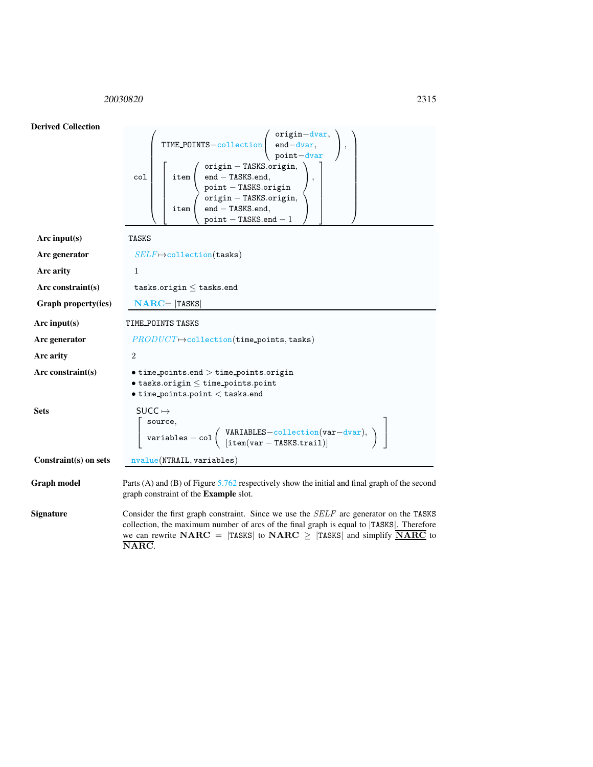**Derived Collection**

```
col( TIME_POINTS−collection(origin−dvar, end−dvar, point−dvar),
     [ item(origin − TASKS.origin, end − TASKS.end, point − TASKS.origin),
       item(origin − TASKS.origin, end − TASKS.end, point − TASKS.end − 1) ] )
```

| | |
|---|---|
| **Arc input(s)** | TASKS |
| **Arc generator** | *SELF* ↦ collection(tasks) |
| **Arc arity** | 1 |
| **Arc constraint(s)** | tasks.origin ≤ tasks.end |
| **Graph property(ies)** | **NARC** = \|TASKS\| |

| | |
|---|---|
| **Arc input(s)** | TIME_POINTS TASKS |
| **Arc generator** | *PRODUCT* ↦ collection(time_points, tasks) |
| **Arc arity** | 2 |
| **Arc constraint(s)** | • time_points.end > time_points.origin <br> • tasks.origin ≤ time_points.point <br> • time_points.point < tasks.end |
| **Sets** | SUCC ↦ [ source, variables − col( VARIABLES−collection(var−dvar), [item(var − TASKS.trail)] ) ] |
| **Constraint(s) on sets** | nvalue(NTRAIL, variables) |

**Graph model** Parts (A) and (B) of Figure 5.762 respectively show the initial and final graph of the second graph constraint of the **Example** slot.

**Signature** Consider the first graph constraint. Since we use the *SELF* arc generator on the TASKS collection, the maximum number of arcs of the final graph is equal to |TASKS|. Therefore we can rewrite **NARC** = |TASKS| to **NARC** ≥ |TASKS| and simplify $\underline{\overline{\textbf{NARC}}}$ to $\overline{\textbf{NARC}}$.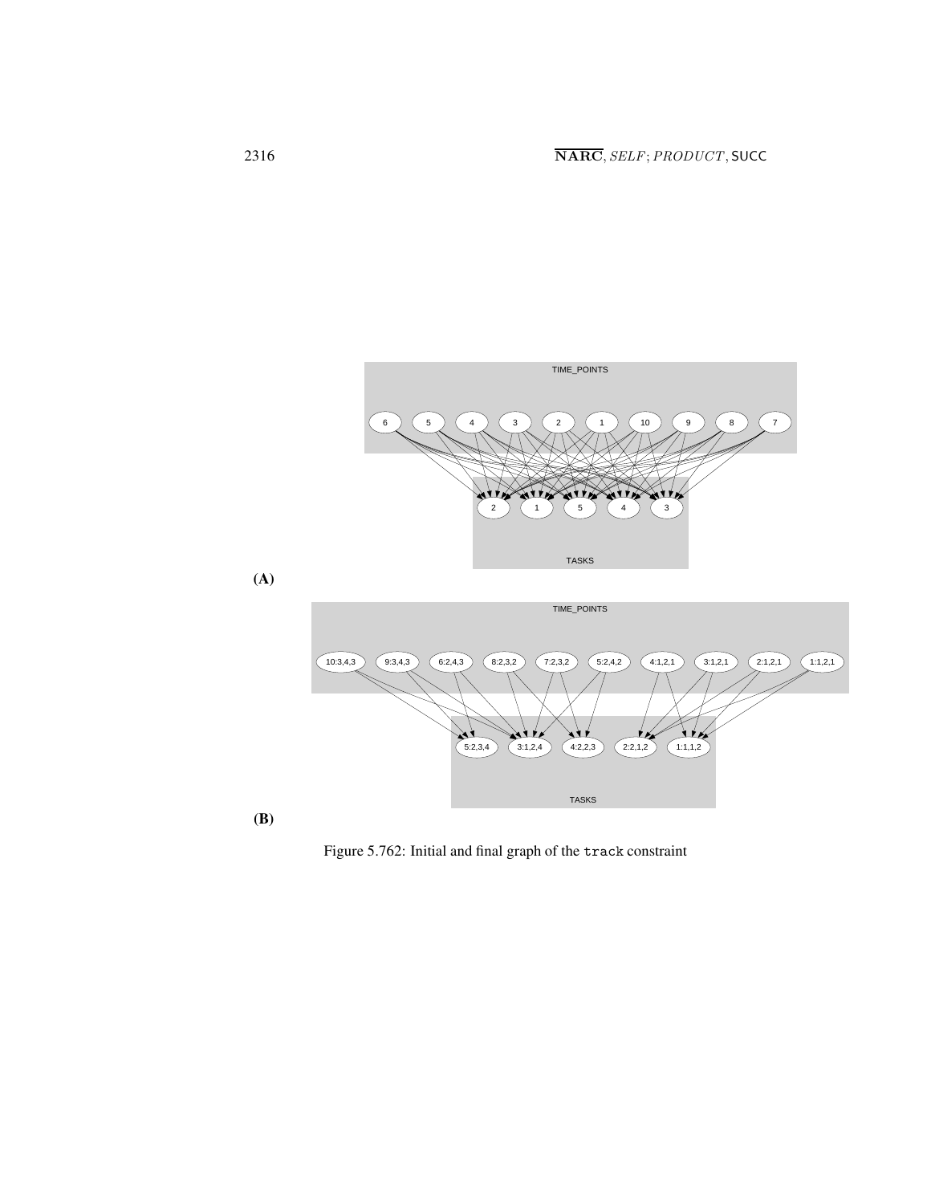(A)

(B)

Figure 5.762: Initial and final graph of the `track` constraint